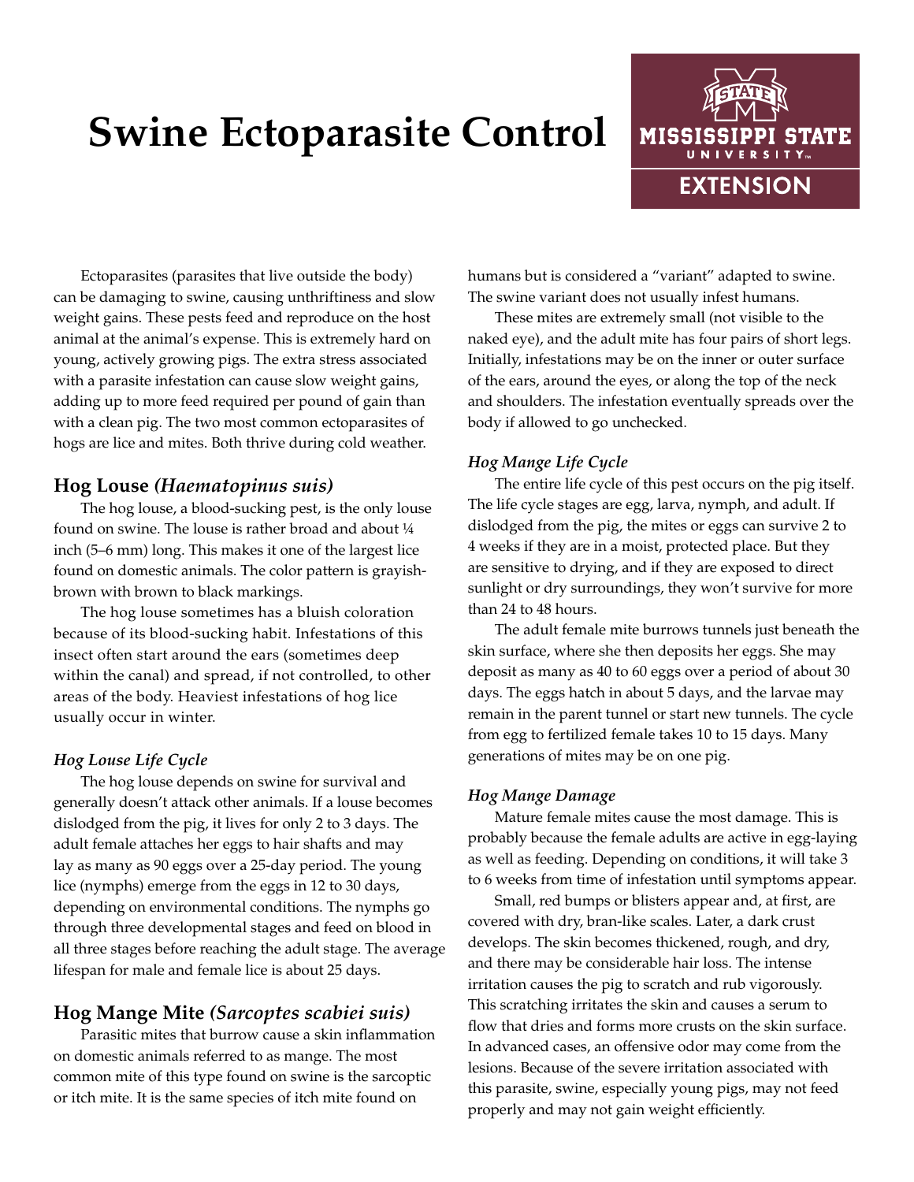# Swine Ectoparasite Control

Ectoparasites (parasites that live outside the body) can be damaging to swine, causing unthriftiness and slow weight gains. These pests feed and reproduce on the host animal at the animal's expense. This is extremely hard on young, actively growing pigs. The extra stress associated with a parasite infestation can cause slow weight gains, adding up to more feed required per pound of gain than with a clean pig. The two most common ectoparasites of hogs are lice and mites. Both thrive during cold weather.

## Hog Louse *(Haematopinus suis)*

The hog louse, a blood-sucking pest, is the only louse found on swine. The louse is rather broad and about ¼ inch (5–6 mm) long. This makes it one of the largest lice found on domestic animals. The color pattern is grayish-brown with brown to black markings.

The hog louse sometimes has a bluish coloration because of its blood-sucking habit. Infestations of this insect often start around the ears (sometimes deep within the canal) and spread, if not controlled, to other areas of the body. Heaviest infestations of hog lice usually occur in winter.

### *Hog Louse Life Cycle*

The hog louse depends on swine for survival and generally doesn't attack other animals. If a louse becomes dislodged from the pig, it lives for only 2 to 3 days. The adult female attaches her eggs to hair shafts and may lay as many as 90 eggs over a 25-day period. The young lice (nymphs) emerge from the eggs in 12 to 30 days, depending on environmental conditions. The nymphs go through three developmental stages and feed on blood in all three stages before reaching the adult stage. The average lifespan for male and female lice is about 25 days.

## Hog Mange Mite *(Sarcoptes scabiei suis)*

Parasitic mites that burrow cause a skin inflammation on domestic animals referred to as mange. The most common mite of this type found on swine is the sarcoptic or itch mite. It is the same species of itch mite found on humans but is considered a "variant" adapted to swine. The swine variant does not usually infest humans.

These mites are extremely small (not visible to the naked eye), and the adult mite has four pairs of short legs. Initially, infestations may be on the inner or outer surface of the ears, around the eyes, or along the top of the neck and shoulders. The infestation eventually spreads over the body if allowed to go unchecked.

### *Hog Mange Life Cycle*

The entire life cycle of this pest occurs on the pig itself. The life cycle stages are egg, larva, nymph, and adult. If dislodged from the pig, the mites or eggs can survive 2 to 4 weeks if they are in a moist, protected place. But they are sensitive to drying, and if they are exposed to direct sunlight or dry surroundings, they won't survive for more than 24 to 48 hours.

The adult female mite burrows tunnels just beneath the skin surface, where she then deposits her eggs. She may deposit as many as 40 to 60 eggs over a period of about 30 days. The eggs hatch in about 5 days, and the larvae may remain in the parent tunnel or start new tunnels. The cycle from egg to fertilized female takes 10 to 15 days. Many generations of mites may be on one pig.

### *Hog Mange Damage*

Mature female mites cause the most damage. This is probably because the female adults are active in egg-laying as well as feeding. Depending on conditions, it will take 3 to 6 weeks from time of infestation until symptoms appear.

Small, red bumps or blisters appear and, at first, are covered with dry, bran-like scales. Later, a dark crust develops. The skin becomes thickened, rough, and dry, and there may be considerable hair loss. The intense irritation causes the pig to scratch and rub vigorously. This scratching irritates the skin and causes a serum to flow that dries and forms more crusts on the skin surface. In advanced cases, an offensive odor may come from the lesions. Because of the severe irritation associated with this parasite, swine, especially young pigs, may not feed properly and may not gain weight efficiently.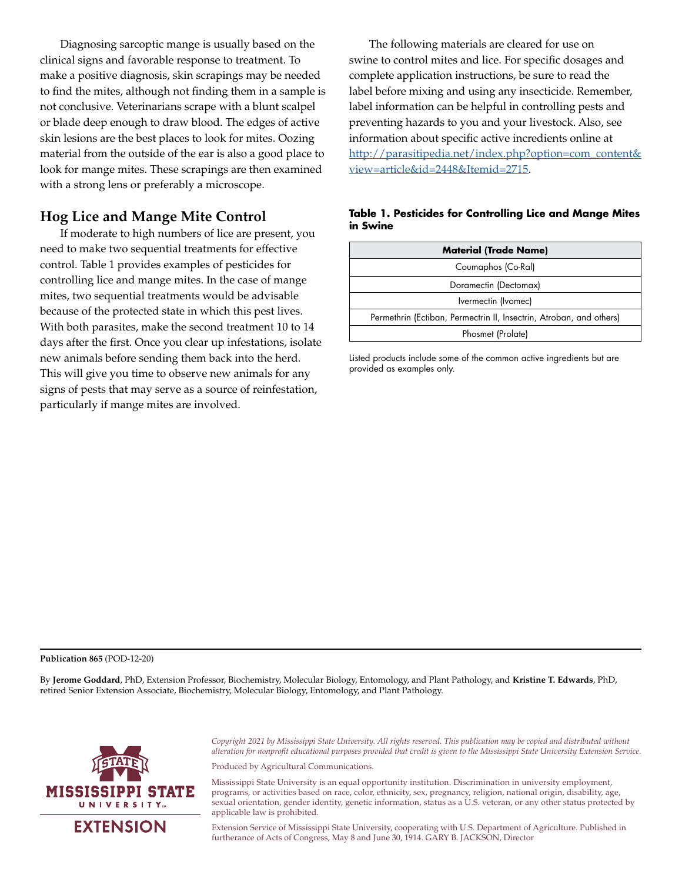Diagnosing sarcoptic mange is usually based on the clinical signs and favorable response to treatment. To make a positive diagnosis, skin scrapings may be needed to find the mites, although not finding them in a sample is not conclusive. Veterinarians scrape with a blunt scalpel or blade deep enough to draw blood. The edges of active skin lesions are the best places to look for mites. Oozing material from the outside of the ear is also a good place to look for mange mites. These scrapings are then examined with a strong lens or preferably a microscope.

## Hog Lice and Mange Mite Control

If moderate to high numbers of lice are present, you need to make two sequential treatments for effective control. Table 1 provides examples of pesticides for controlling lice and mange mites. In the case of mange mites, two sequential treatments would be advisable because of the protected state in which this pest lives. With both parasites, make the second treatment 10 to 14 days after the first. Once you clear up infestations, isolate new animals before sending them back into the herd. This will give you time to observe new animals for any signs of pests that may serve as a source of reinfestation, particularly if mange mites are involved.

The following materials are cleared for use on swine to control mites and lice. For specific dosages and complete application instructions, be sure to read the label before mixing and using any insecticide. Remember, label information can be helpful in controlling pests and preventing hazards to you and your livestock. Also, see information about specific active incredients online at http://parasitipedia.net/index.php?option=com_content&view=article&id=2448&Itemid=2715.

**Table 1. Pesticides for Controlling Lice and Mange Mites in Swine**

| Material (Trade Name) |
|---|
| Coumaphos (Co-Ral) |
| Doramectin (Dectomax) |
| Ivermectin (Ivomec) |
| Permethrin (Ectiban, Permectrin II, Insectrin, Atroban, and others) |
| Phosmet (Prolate) |

Listed products include some of the common active ingredients but are provided as examples only.

**Publication 865** (POD-12-20)

By **Jerome Goddard**, PhD, Extension Professor, Biochemistry, Molecular Biology, Entomology, and Plant Pathology, and **Kristine T. Edwards**, PhD, retired Senior Extension Associate, Biochemistry, Molecular Biology, Entomology, and Plant Pathology.

*Copyright 2021 by Mississippi State University. All rights reserved. This publication may be copied and distributed without alteration for nonprofit educational purposes provided that credit is given to the Mississippi State University Extension Service.*

Produced by Agricultural Communications.

Mississippi State University is an equal opportunity institution. Discrimination in university employment, programs, or activities based on race, color, ethnicity, sex, pregnancy, religion, national origin, disability, age, sexual orientation, gender identity, genetic information, status as a U.S. veteran, or any other status protected by applicable law is prohibited.

Extension Service of Mississippi State University, cooperating with U.S. Department of Agriculture. Published in furtherance of Acts of Congress, May 8 and June 30, 1914. GARY B. JACKSON, Director